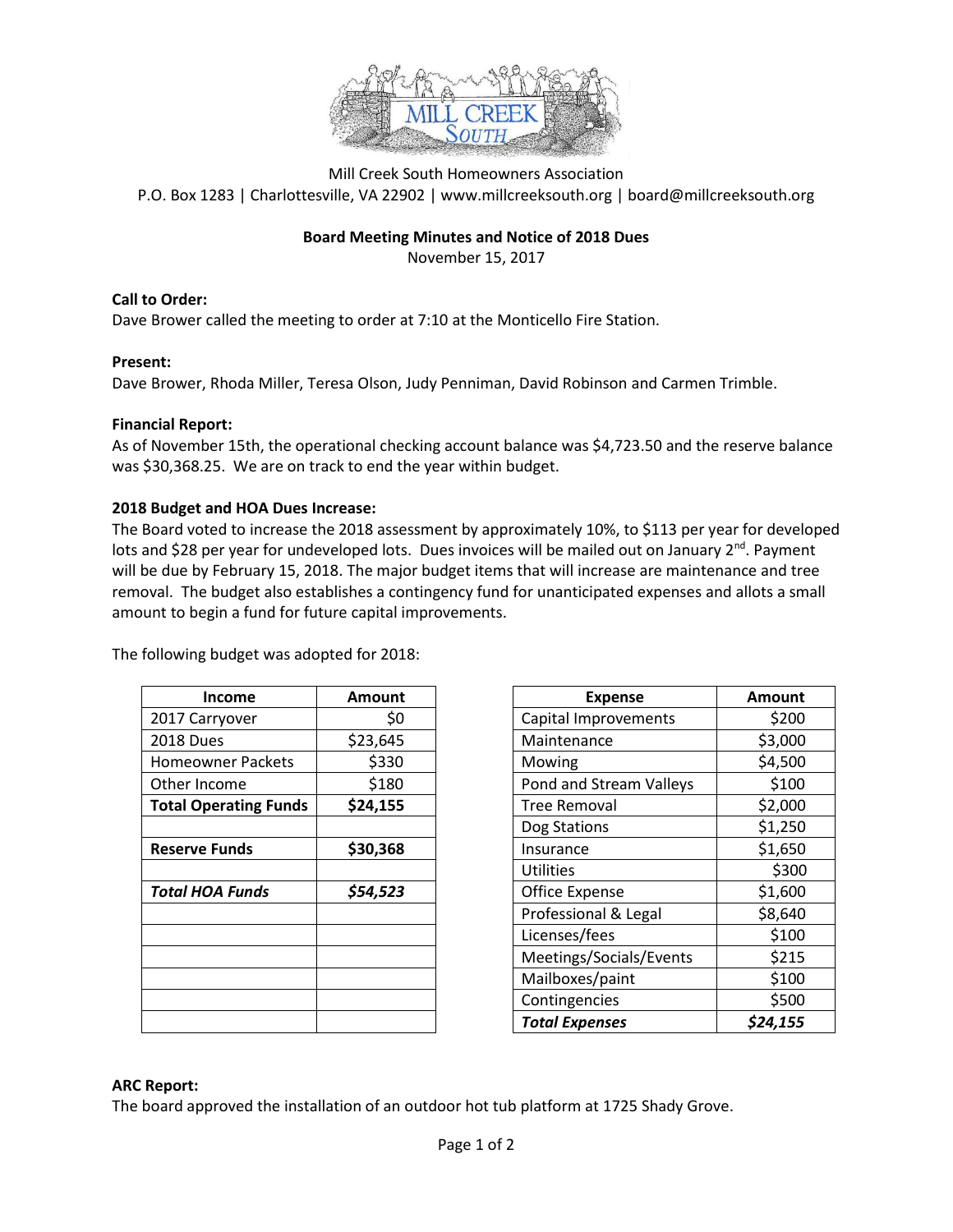Mill Creek South Homeowners Association
P.O. Box 1283 | Charlottesville, VA 22902 | www.millcreeksouth.org | board@millcreeksouth.org

## Board Meeting Minutes and Notice of 2018 Dues

November 15, 2017

**Call to Order:**
Dave Brower called the meeting to order at 7:10 at the Monticello Fire Station.

**Present:**
Dave Brower, Rhoda Miller, Teresa Olson, Judy Penniman, David Robinson and Carmen Trimble.

**Financial Report:**
As of November 15th, the operational checking account balance was $4,723.50 and the reserve balance was $30,368.25. We are on track to end the year within budget.

**2018 Budget and HOA Dues Increase:**
The Board voted to increase the 2018 assessment by approximately 10%, to $113 per year for developed lots and $28 per year for undeveloped lots. Dues invoices will be mailed out on January 2nd. Payment will be due by February 15, 2018. The major budget items that will increase are maintenance and tree removal. The budget also establishes a contingency fund for unanticipated expenses and allots a small amount to begin a fund for future capital improvements.

The following budget was adopted for 2018:

| Income | Amount |
|---|---|
| 2017 Carryover | $0 |
| 2018 Dues | $23,645 |
| Homeowner Packets | $330 |
| Other Income | $180 |
| **Total Operating Funds** | **$24,155** |
| | |
| **Reserve Funds** | **$30,368** |
| | |
| ***Total HOA Funds*** | ***$54,523*** |

| Expense | Amount |
|---|---|
| Capital Improvements | $200 |
| Maintenance | $3,000 |
| Mowing | $4,500 |
| Pond and Stream Valleys | $100 |
| Tree Removal | $2,000 |
| Dog Stations | $1,250 |
| Insurance | $1,650 |
| Utilities | $300 |
| Office Expense | $1,600 |
| Professional & Legal | $8,640 |
| Licenses/fees | $100 |
| Meetings/Socials/Events | $215 |
| Mailboxes/paint | $100 |
| Contingencies | $500 |
| ***Total Expenses*** | ***$24,155*** |

**ARC Report:**
The board approved the installation of an outdoor hot tub platform at 1725 Shady Grove.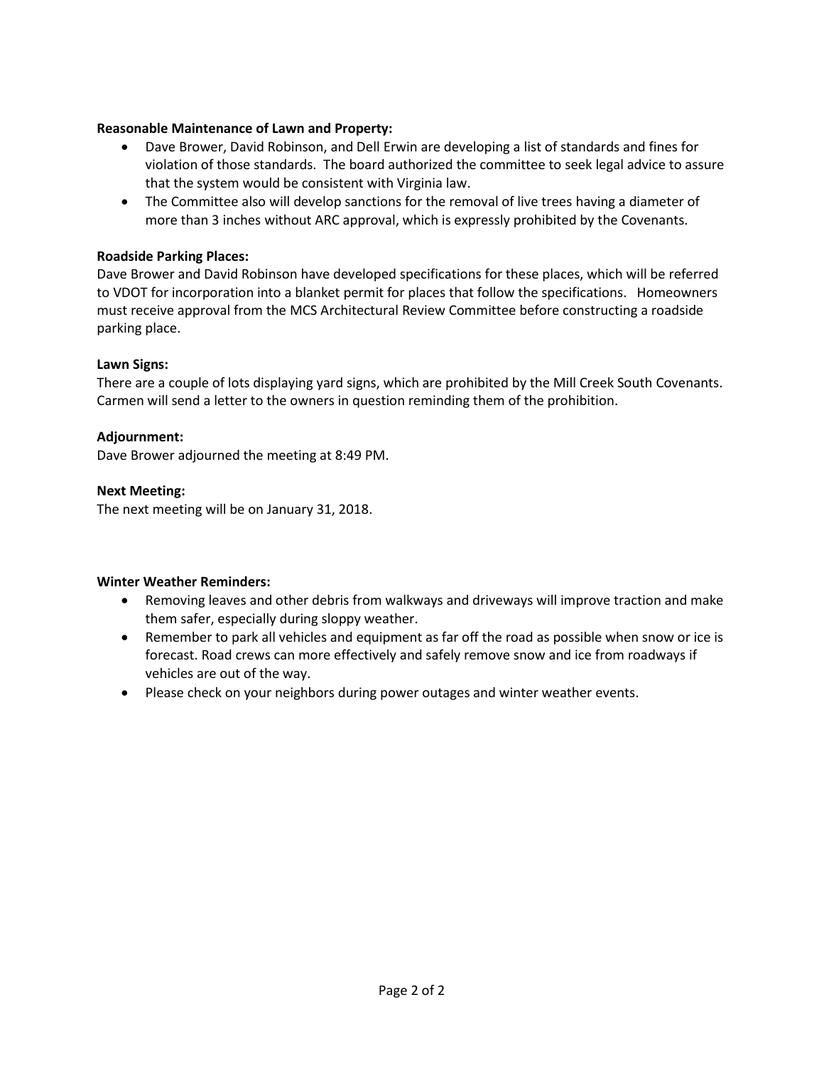**Reasonable Maintenance of Lawn and Property:**

- Dave Brower, David Robinson, and Dell Erwin are developing a list of standards and fines for violation of those standards. The board authorized the committee to seek legal advice to assure that the system would be consistent with Virginia law.
- The Committee also will develop sanctions for the removal of live trees having a diameter of more than 3 inches without ARC approval, which is expressly prohibited by the Covenants.

**Roadside Parking Places:**

Dave Brower and David Robinson have developed specifications for these places, which will be referred to VDOT for incorporation into a blanket permit for places that follow the specifications. Homeowners must receive approval from the MCS Architectural Review Committee before constructing a roadside parking place.

**Lawn Signs:**

There are a couple of lots displaying yard signs, which are prohibited by the Mill Creek South Covenants. Carmen will send a letter to the owners in question reminding them of the prohibition.

**Adjournment:**

Dave Brower adjourned the meeting at 8:49 PM.

**Next Meeting:**

The next meeting will be on January 31, 2018.

**Winter Weather Reminders:**

- Removing leaves and other debris from walkways and driveways will improve traction and make them safer, especially during sloppy weather.
- Remember to park all vehicles and equipment as far off the road as possible when snow or ice is forecast. Road crews can more effectively and safely remove snow and ice from roadways if vehicles are out of the way.
- Please check on your neighbors during power outages and winter weather events.